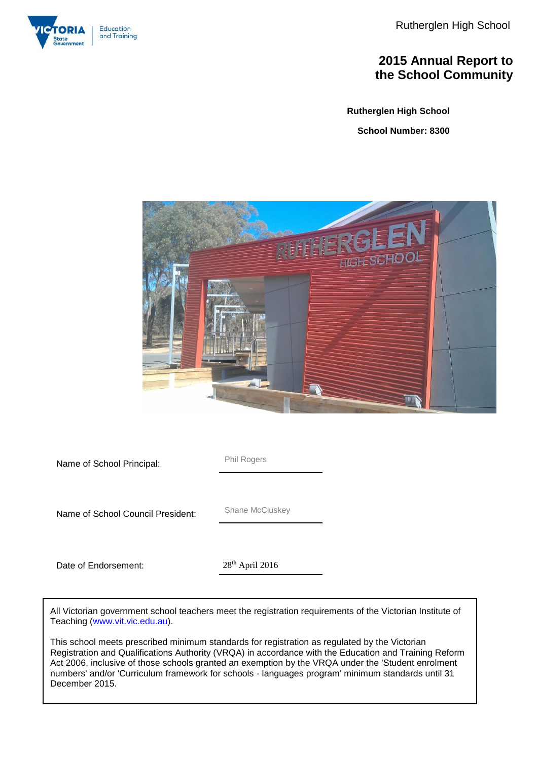# 2015 Annual Report to the School Community

**Rutherglen High School**

**School Number: 8300**

| | |
|---|---|
| Name of School Principal: | Phil Rogers |
| Name of School Council President: | Shane McCluskey |
| Date of Endorsement: | 28th April 2016 |

All Victorian government school teachers meet the registration requirements of the Victorian Institute of Teaching (www.vit.vic.edu.au).

This school meets prescribed minimum standards for registration as regulated by the Victorian Registration and Qualifications Authority (VRQA) in accordance with the Education and Training Reform Act 2006, inclusive of those schools granted an exemption by the VRQA under the 'Student enrolment numbers' and/or 'Curriculum framework for schools - languages program' minimum standards until 31 December 2015.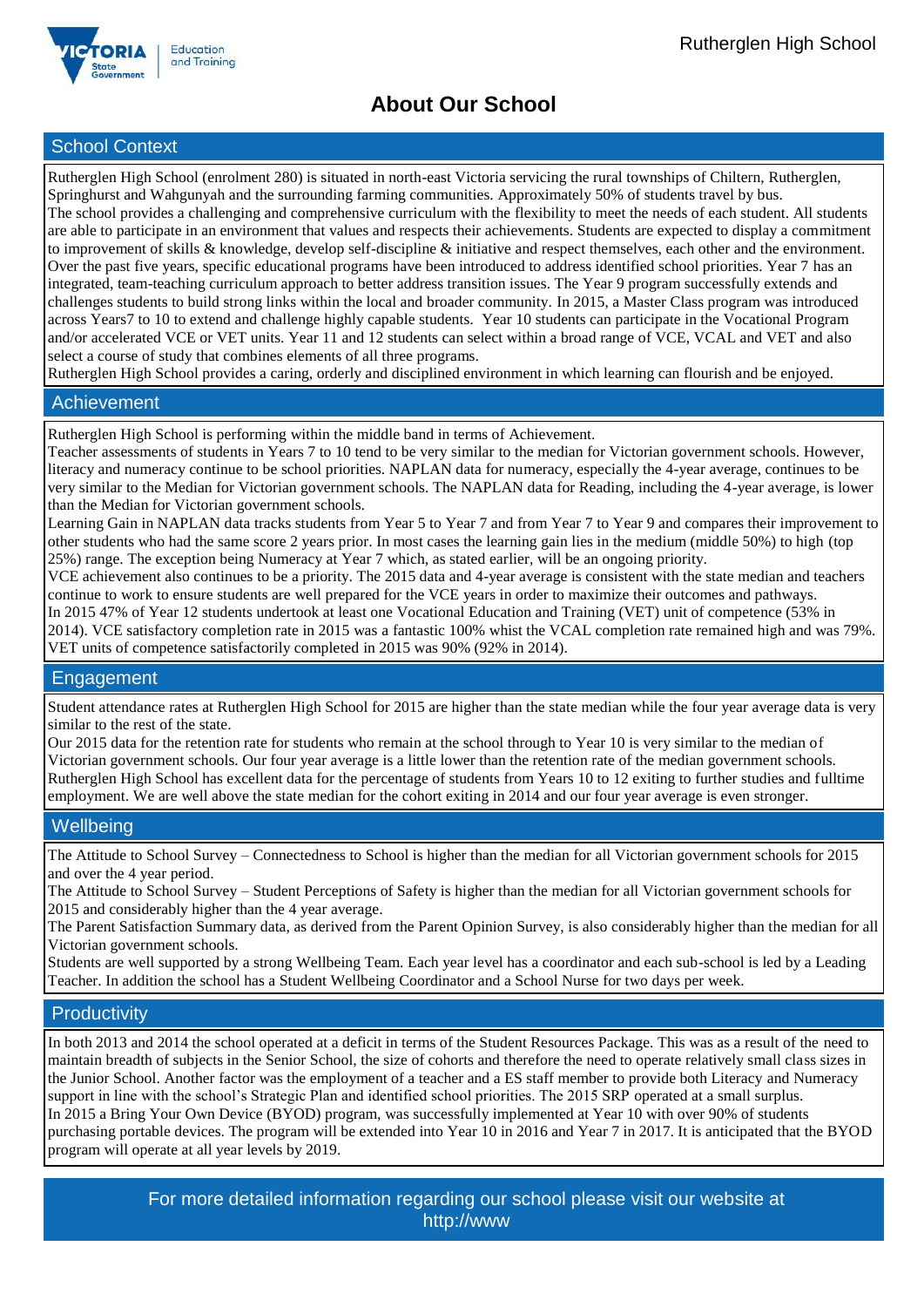# About Our School

## School Context

Rutherglen High School (enrolment 280) is situated in north-east Victoria servicing the rural townships of Chiltern, Rutherglen, Springhurst and Wahgunyah and the surrounding farming communities. Approximately 50% of students travel by bus.
The school provides a challenging and comprehensive curriculum with the flexibility to meet the needs of each student. All students are able to participate in an environment that values and respects their achievements. Students are expected to display a commitment to improvement of skills & knowledge, develop self-discipline & initiative and respect themselves, each other and the environment.
Over the past five years, specific educational programs have been introduced to address identified school priorities. Year 7 has an integrated, team-teaching curriculum approach to better address transition issues. The Year 9 program successfully extends and challenges students to build strong links within the local and broader community. In 2015, a Master Class program was introduced across Years7 to 10 to extend and challenge highly capable students. Year 10 students can participate in the Vocational Program and/or accelerated VCE or VET units. Year 11 and 12 students can select within a broad range of VCE, VCAL and VET and also select a course of study that combines elements of all three programs.
Rutherglen High School provides a caring, orderly and disciplined environment in which learning can flourish and be enjoyed.

## Achievement

Rutherglen High School is performing within the middle band in terms of Achievement.
Teacher assessments of students in Years 7 to 10 tend to be very similar to the median for Victorian government schools. However, literacy and numeracy continue to be school priorities. NAPLAN data for numeracy, especially the 4-year average, continues to be very similar to the Median for Victorian government schools. The NAPLAN data for Reading, including the 4-year average, is lower than the Median for Victorian government schools.
Learning Gain in NAPLAN data tracks students from Year 5 to Year 7 and from Year 7 to Year 9 and compares their improvement to other students who had the same score 2 years prior. In most cases the learning gain lies in the medium (middle 50%) to high (top 25%) range. The exception being Numeracy at Year 7 which, as stated earlier, will be an ongoing priority.
VCE achievement also continues to be a priority. The 2015 data and 4-year average is consistent with the state median and teachers continue to work to ensure students are well prepared for the VCE years in order to maximize their outcomes and pathways.
In 2015 47% of Year 12 students undertook at least one Vocational Education and Training (VET) unit of competence (53% in 2014). VCE satisfactory completion rate in 2015 was a fantastic 100% whilst the VCAL completion rate remained high and was 79%. VET units of competence satisfactorily completed in 2015 was 90% (92% in 2014).

## Engagement

Student attendance rates at Rutherglen High School for 2015 are higher than the state median while the four year average data is very similar to the rest of the state.
Our 2015 data for the retention rate for students who remain at the school through to Year 10 is very similar to the median of Victorian government schools. Our four year average is a little lower than the retention rate of the median government schools.
Rutherglen High School has excellent data for the percentage of students from Years 10 to 12 exiting to further studies and fulltime employment. We are well above the state median for the cohort exiting in 2014 and our four year average is even stronger.

## Wellbeing

The Attitude to School Survey – Connectedness to School is higher than the median for all Victorian government schools for 2015 and over the 4 year period.
The Attitude to School Survey – Student Perceptions of Safety is higher than the median for all Victorian government schools for 2015 and considerably higher than the 4 year average.
The Parent Satisfaction Summary data, as derived from the Parent Opinion Survey, is also considerably higher than the median for all Victorian government schools.
Students are well supported by a strong Wellbeing Team. Each year level has a coordinator and each sub-school is led by a Leading Teacher. In addition the school has a Student Wellbeing Coordinator and a School Nurse for two days per week.

## Productivity

In both 2013 and 2014 the school operated at a deficit in terms of the Student Resources Package. This was as a result of the need to maintain breadth of subjects in the Senior School, the size of cohorts and therefore the need to operate relatively small class sizes in the Junior School. Another factor was the employment of a teacher and a ES staff member to provide both Literacy and Numeracy support in line with the school's Strategic Plan and identified school priorities. The 2015 SRP operated at a small surplus.
In 2015 a Bring Your Own Device (BYOD) program, was successfully implemented at Year 10 with over 90% of students purchasing portable devices. The program will be extended into Year 10 in 2016 and Year 7 in 2017. It is anticipated that the BYOD program will operate at all year levels by 2019.

For more detailed information regarding our school please visit our website at http://www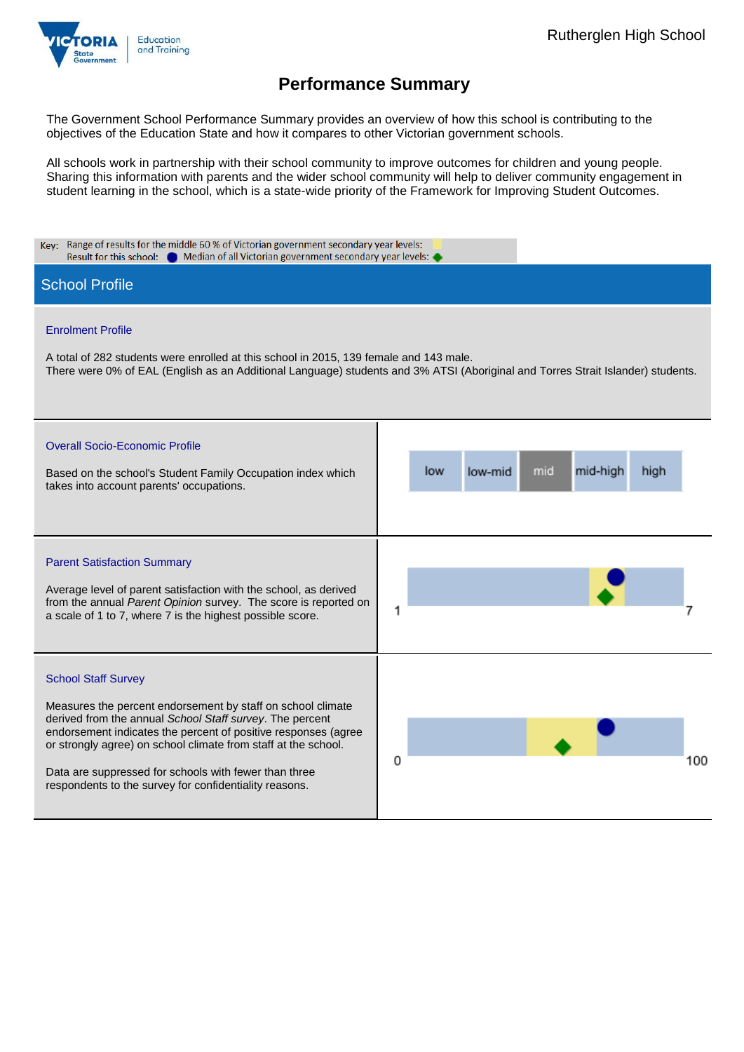Rutherglen High School

# Performance Summary

The Government School Performance Summary provides an overview of how this school is contributing to the objectives of the Education State and how it compares to other Victorian government schools.

All schools work in partnership with their school community to improve outcomes for children and young people. Sharing this information with parents and the wider school community will help to deliver community engagement in student learning in the school, which is a state-wide priority of the Framework for Improving Student Outcomes.

Key: Range of results for the middle 60 % of Victorian government secondary year levels:
Result for this school: ● Median of all Victorian government secondary year levels: ◆

## School Profile

### Enrolment Profile

A total of 282 students were enrolled at this school in 2015, 139 female and 143 male.
There were 0% of EAL (English as an Additional Language) students and 3% ATSI (Aboriginal and Torres Strait Islander) students.

### Overall Socio-Economic Profile

Based on the school's Student Family Occupation index which takes into account parents' occupations.

| low | low-mid | mid | mid-high | high |
|---|---|---|---|---|

### Parent Satisfaction Summary

Average level of parent satisfaction with the school, as derived from the annual *Parent Opinion* survey. The score is reported on a scale of 1 to 7, where 7 is the highest possible score.

1 — 7

### School Staff Survey

Measures the percent endorsement by staff on school climate derived from the annual *School Staff survey*. The percent endorsement indicates the percent of positive responses (agree or strongly agree) on school climate from staff at the school.

Data are suppressed for schools with fewer than three respondents to the survey for confidentiality reasons.

0 — 100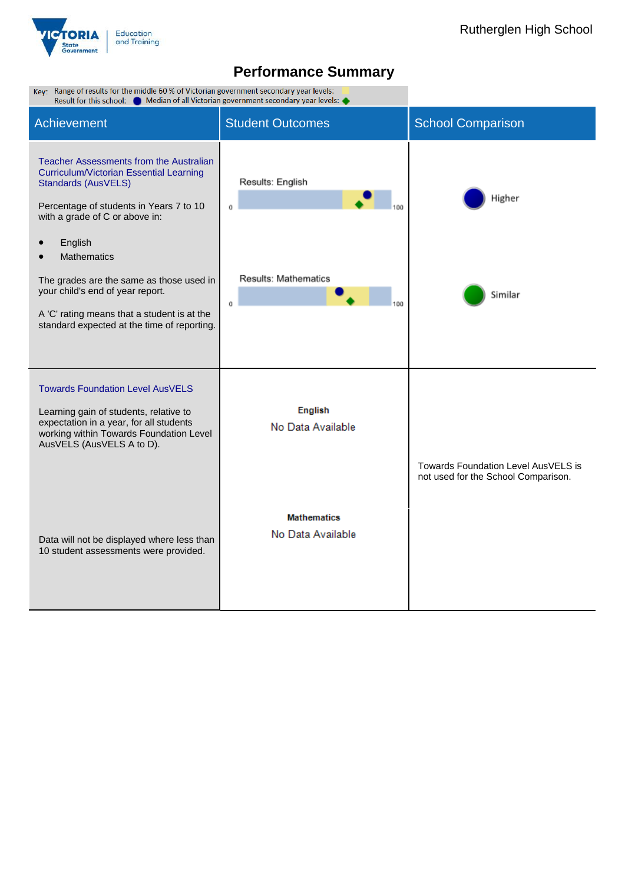# Performance Summary

Key: Range of results for the middle 60 % of Victorian government secondary year levels:
Result for this school: ● Median of all Victorian government secondary year levels: ◆

| Achievement | Student Outcomes | School Comparison |
|---|---|---|
| **Teacher Assessments from the Australian Curriculum/Victorian Essential Learning Standards (AusVELS)**<br><br>Percentage of students in Years 7 to 10 with a grade of C or above in:<br>• English<br>• Mathematics<br><br>The grades are the same as those used in your child's end of year report.<br><br>A 'C' rating means that a student is at the standard expected at the time of reporting. | Results: English (0–100)<br><br>Results: Mathematics (0–100) | Higher<br><br>Similar |
| **Towards Foundation Level AusVELS**<br><br>Learning gain of students, relative to expectation in a year, for all students working within Towards Foundation Level AusVELS (AusVELS A to D).<br><br>Data will not be displayed where less than 10 student assessments were provided. | **English**<br>No Data Available<br><br>**Mathematics**<br>No Data Available | Towards Foundation Level AusVELS is not used for the School Comparison. |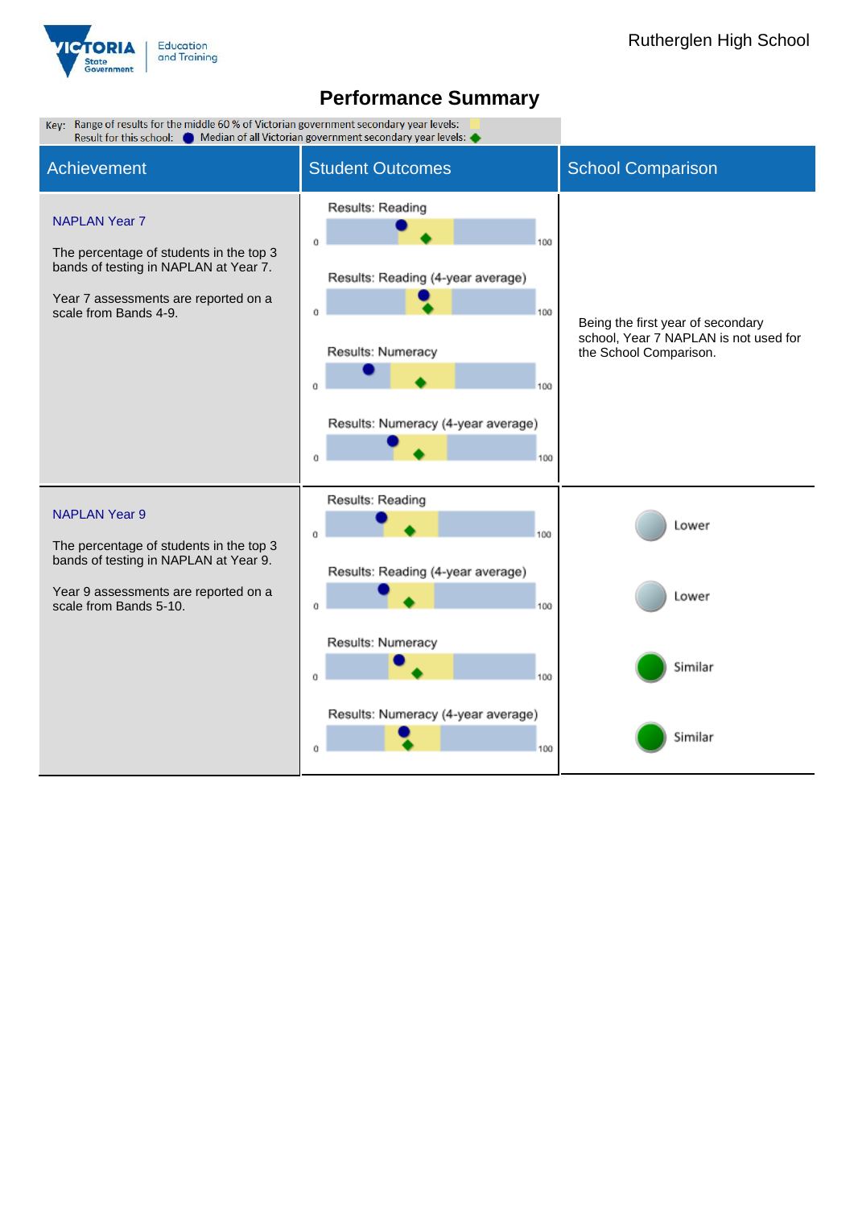Rutherglen High School

# Performance Summary

Key: Range of results for the middle 60 % of Victorian government secondary year levels:
Result for this school: ● Median of all Victorian government secondary year levels: ◆

| Achievement | Student Outcomes | School Comparison |
|---|---|---|
| **NAPLAN Year 7**<br><br>The percentage of students in the top 3 bands of testing in NAPLAN at Year 7.<br><br>Year 7 assessments are reported on a scale from Bands 4-9. | Results: Reading (0–100)<br><br>Results: Reading (4-year average) (0–100)<br><br>Results: Numeracy (0–100)<br><br>Results: Numeracy (4-year average) (0–100) | Being the first year of secondary school, Year 7 NAPLAN is not used for the School Comparison. |
| **NAPLAN Year 9**<br><br>The percentage of students in the top 3 bands of testing in NAPLAN at Year 9.<br><br>Year 9 assessments are reported on a scale from Bands 5-10. | Results: Reading (0–100)<br><br>Results: Reading (4-year average) (0–100)<br><br>Results: Numeracy (0–100)<br><br>Results: Numeracy (4-year average) (0–100) | Lower<br><br>Lower<br><br>Similar<br><br>Similar |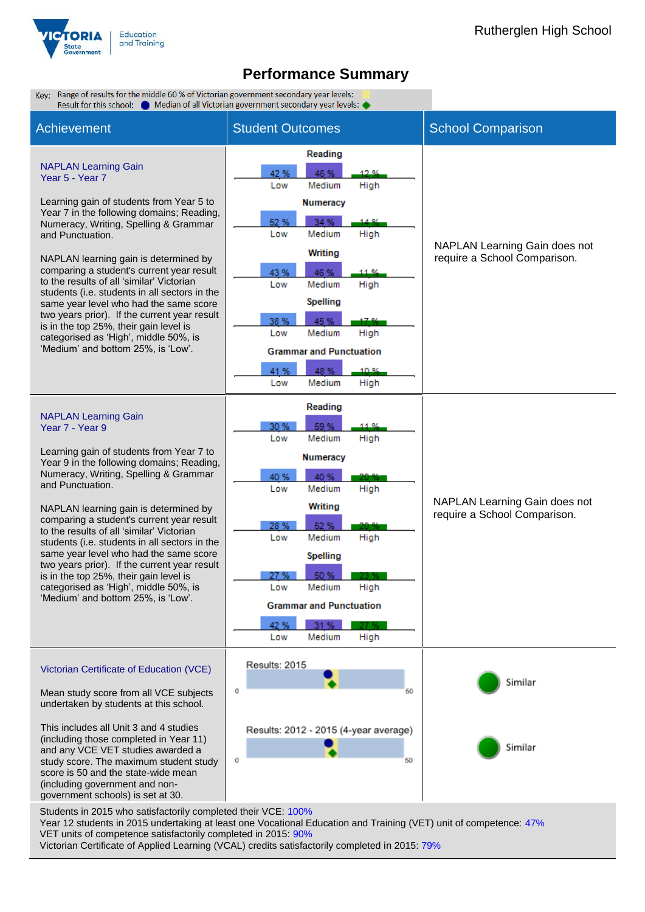Rutherglen High School

# Performance Summary

Key: Range of results for the middle 60 % of Victorian government secondary year levels:
Result for this school: ● Median of all Victorian government secondary year levels: ◆

| Achievement | Student Outcomes | School Comparison |
|---|---|---|
| **NAPLAN Learning Gain Year 5 - Year 7**<br><br>Learning gain of students from Year 5 to Year 7 in the following domains; Reading, Numeracy, Writing, Spelling & Grammar and Punctuation.<br><br>NAPLAN learning gain is determined by comparing a student's current year result to the results of all 'similar' Victorian students (i.e. students in all sectors in the same year level who had the same score two years prior). If the current year result is in the top 25%, their gain level is categorised as 'High', middle 50%, is 'Medium' and bottom 25%, is 'Low'. | **Reading**: Low 42 %, Medium 46 %, High 12 %<br>**Numeracy**: Low 52 %, Medium 34 %, High 14 %<br>**Writing**: Low 43 %, Medium 46 %, High 11 %<br>**Spelling**: Low 38 %, Medium 45 %, High 17 %<br>**Grammar and Punctuation**: Low 41 %, Medium 48 %, High 10 % | NAPLAN Learning Gain does not require a School Comparison. |
| **NAPLAN Learning Gain Year 7 - Year 9**<br><br>Learning gain of students from Year 7 to Year 9 in the following domains; Reading, Numeracy, Writing, Spelling & Grammar and Punctuation.<br><br>NAPLAN learning gain is determined by comparing a student's current year result to the results of all 'similar' Victorian students (i.e. students in all sectors in the same year level who had the same score two years prior). If the current year result is in the top 25%, their gain level is categorised as 'High', middle 50%, is 'Medium' and bottom 25%, is 'Low'. | **Reading**: Low 30 %, Medium 59 %, High 11 %<br>**Numeracy**: Low 40 %, Medium 40 %, High 20 %<br>**Writing**: Low 28 %, Medium 52 %, High 20 %<br>**Spelling**: Low 27 %, Medium 50 %, High 23 %<br>**Grammar and Punctuation**: Low 42 %, Medium 31 %, High 27 % | NAPLAN Learning Gain does not require a School Comparison. |
| **Victorian Certificate of Education (VCE)**<br><br>Mean study score from all VCE subjects undertaken by students at this school.<br><br>This includes all Unit 3 and 4 studies (including those completed in Year 11) and any VCE VET studies awarded a study score. The maximum student study score is 50 and the state-wide mean (including government and non-government schools) is set at 30. | Results: 2015 (scale 0–50)<br><br>Results: 2012 - 2015 (4-year average) (scale 0–50) | Similar<br><br>Similar |

Students in 2015 who satisfactorily completed their VCE: 100%
Year 12 students in 2015 undertaking at least one Vocational Education and Training (VET) unit of competence: 47%
VET units of competence satisfactorily completed in 2015: 90%
Victorian Certificate of Applied Learning (VCAL) credits satisfactorily completed in 2015: 79%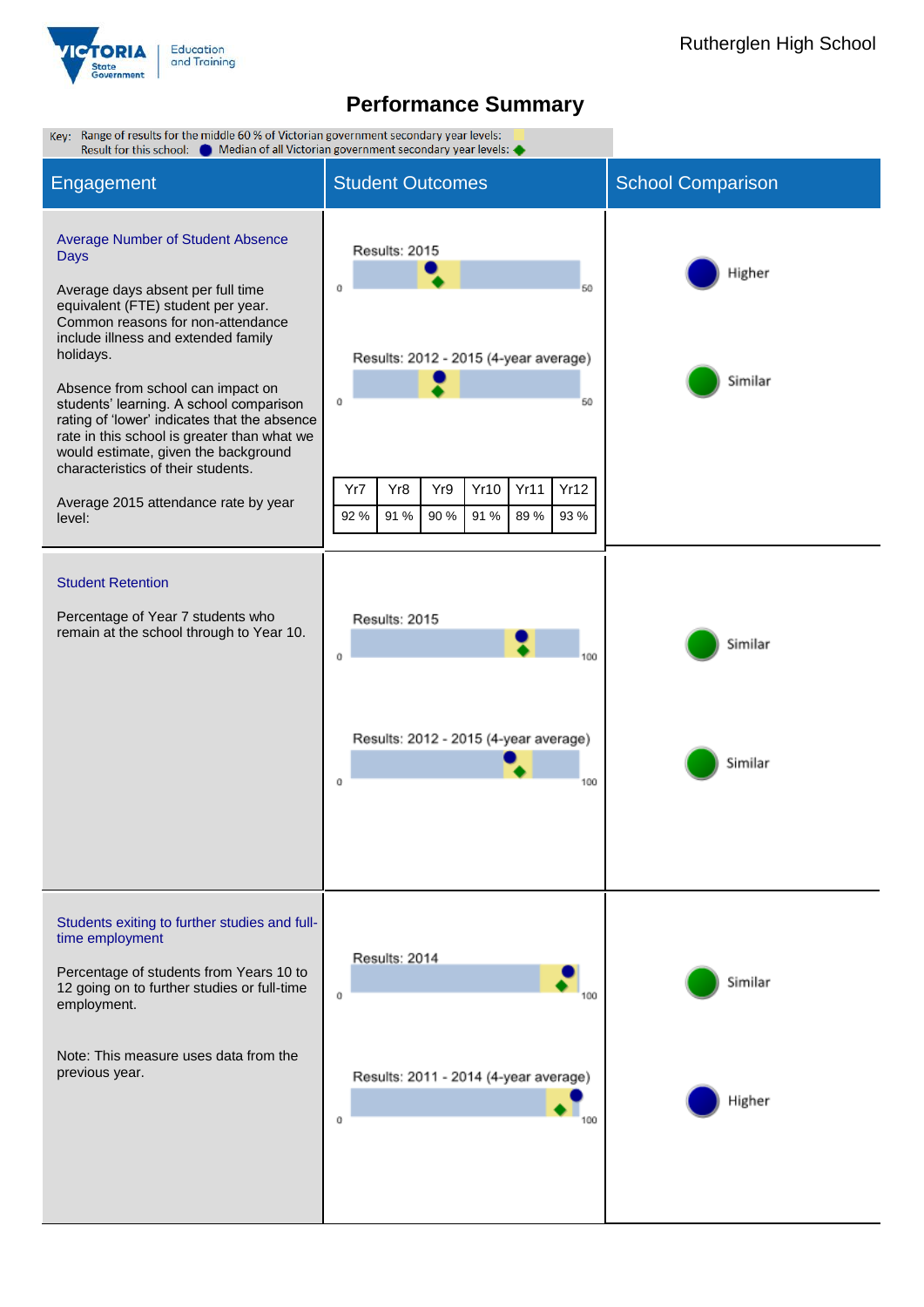Rutherglen High School

# Performance Summary

Key: Range of results for the middle 60 % of Victorian government secondary year levels:
Result for this school: ● Median of all Victorian government secondary year levels: ◆

| Engagement | Student Outcomes | School Comparison |
|---|---|---|
| **Average Number of Student Absence Days**<br><br>Average days absent per full time equivalent (FTE) student per year. Common reasons for non-attendance include illness and extended family holidays.<br><br>Absence from school can impact on students' learning. A school comparison rating of 'lower' indicates that the absence rate in this school is greater than what we would estimate, given the background characteristics of their students.<br><br>Average 2015 attendance rate by year level: | Results: 2015 (scale 0–50)<br><br>Results: 2012 - 2015 (4-year average) (scale 0–50) | Higher<br><br>Similar |
| **Student Retention**<br><br>Percentage of Year 7 students who remain at the school through to Year 10. | Results: 2015 (scale 0–100)<br><br>Results: 2012 - 2015 (4-year average) (scale 0–100) | Similar<br><br>Similar |
| **Students exiting to further studies and full-time employment**<br><br>Percentage of students from Years 10 to 12 going on to further studies or full-time employment.<br><br>Note: This measure uses data from the previous year. | Results: 2014 (scale 0–100)<br><br>Results: 2011 - 2014 (4-year average) (scale 0–100) | Similar<br><br>Higher |

Average 2015 attendance rate by year level:

| Yr7 | Yr8 | Yr9 | Yr10 | Yr11 | Yr12 |
|---|---|---|---|---|---|
| 92 % | 91 % | 90 % | 91 % | 89 % | 93 % |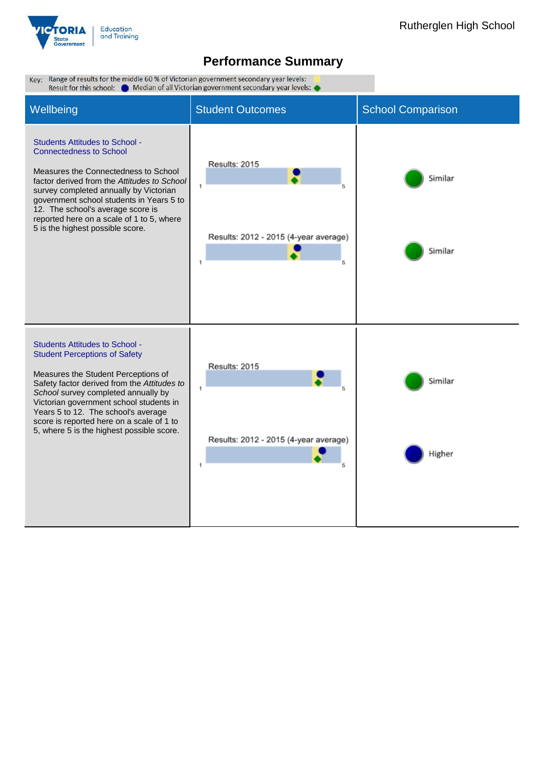Rutherglen High School

# Performance Summary

Key: Range of results for the middle 60 % of Victorian government secondary year levels:
Result for this school: ● Median of all Victorian government secondary year levels: ◆

| Wellbeing | Student Outcomes | School Comparison |
|---|---|---|
| **Students Attitudes to School - Connectedness to School**<br><br>Measures the Connectedness to School factor derived from the *Attitudes to School* survey completed annually by Victorian government school students in Years 5 to 12. The school's average score is reported here on a scale of 1 to 5, where 5 is the highest possible score. | Results: 2015 (scale 1 to 5)<br><br>Results: 2012 - 2015 (4-year average) (scale 1 to 5) | Similar<br><br>Similar |
| **Students Attitudes to School - Student Perceptions of Safety**<br><br>Measures the Student Perceptions of Safety factor derived from the *Attitudes to School* survey completed annually by Victorian government school students in Years 5 to 12. The school's average score is reported here on a scale of 1 to 5, where 5 is the highest possible score. | Results: 2015 (scale 1 to 5)<br><br>Results: 2012 - 2015 (4-year average) (scale 1 to 5) | Similar<br><br>Higher |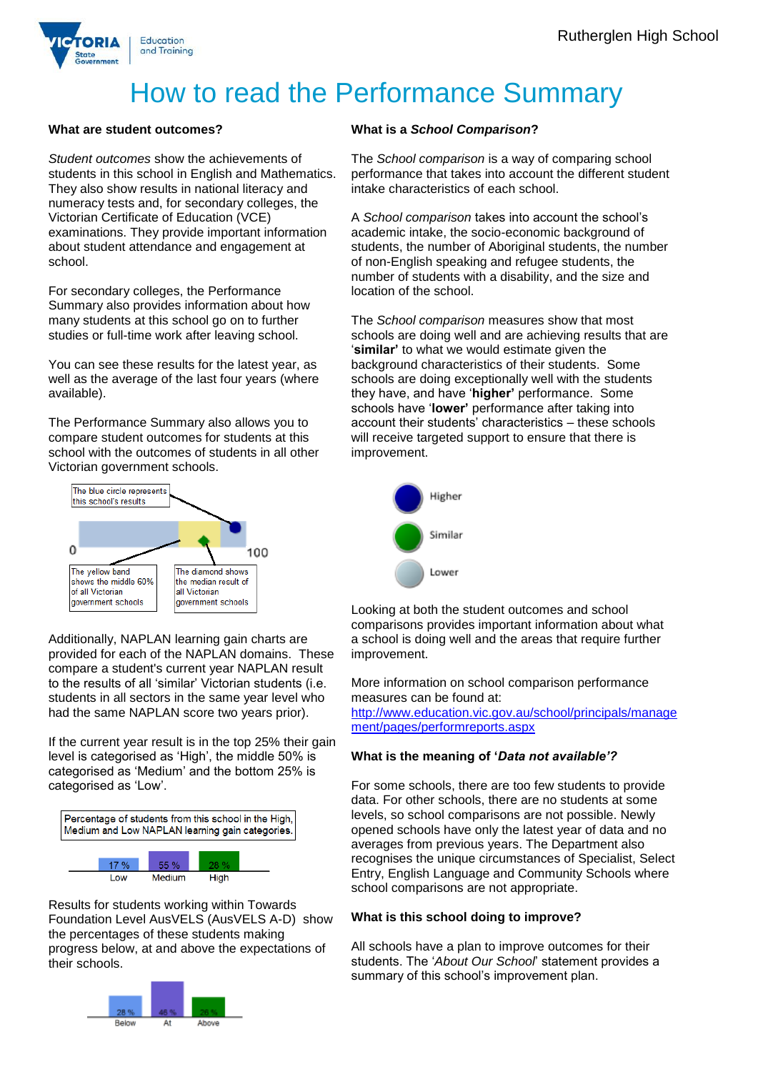# How to read the Performance Summary

### What are student outcomes?

*Student outcomes* show the achievements of students in this school in English and Mathematics. They also show results in national literacy and numeracy tests and, for secondary colleges, the Victorian Certificate of Education (VCE) examinations. They provide important information about student attendance and engagement at school.

For secondary colleges, the Performance Summary also provides information about how many students at this school go on to further studies or full-time work after leaving school.

You can see these results for the latest year, as well as the average of the last four years (where available).

The Performance Summary also allows you to compare student outcomes for students at this school with the outcomes of students in all other Victorian government schools.

The blue circle represents this school's results

0 100

The yellow band shows the middle 60% of all Victorian government schools

The diamond shows the median result of all Victorian government schools

Additionally, NAPLAN learning gain charts are provided for each of the NAPLAN domains. These compare a student's current year NAPLAN result to the results of all 'similar' Victorian students (i.e. students in all sectors in the same year level who had the same NAPLAN score two years prior).

If the current year result is in the top 25% their gain level is categorised as 'High', the middle 50% is categorised as 'Medium' and the bottom 25% is categorised as 'Low'.

Percentage of students from this school in the High, Medium and Low NAPLAN learning gain categories.

| Low | Medium | High |
|---|---|---|
| 17 % | 55 % | 28 % |

Results for students working within Towards Foundation Level AusVELS (AusVELS A-D) show the percentages of these students making progress below, at and above the expectations of their schools.

| Below | At | Above |
|---|---|---|
| 28 % | 46 % | 26 % |

### What is a *School Comparison*?

The *School comparison* is a way of comparing school performance that takes into account the different student intake characteristics of each school.

A *School comparison* takes into account the school's academic intake, the socio-economic background of students, the number of Aboriginal students, the number of non-English speaking and refugee students, the number of students with a disability, and the size and location of the school.

The *School comparison* measures show that most schools are doing well and are achieving results that are '**similar'** to what we would estimate given the background characteristics of their students. Some schools are doing exceptionally well with the students they have, and have '**higher'** performance. Some schools have '**lower'** performance after taking into account their students' characteristics – these schools will receive targeted support to ensure that there is improvement.

Higher

Similar

Lower

Looking at both the student outcomes and school comparisons provides important information about what a school is doing well and the areas that require further improvement.

More information on school comparison performance measures can be found at:
http://www.education.vic.gov.au/school/principals/management/pages/performreports.aspx

### What is the meaning of '*Data not available'?*

For some schools, there are too few students to provide data. For other schools, there are no students at some levels, so school comparisons are not possible. Newly opened schools have only the latest year of data and no averages from previous years. The Department also recognises the unique circumstances of Specialist, Select Entry, English Language and Community Schools where school comparisons are not appropriate.

### What is this school doing to improve?

All schools have a plan to improve outcomes for their students. The '*About Our School*' statement provides a summary of this school's improvement plan.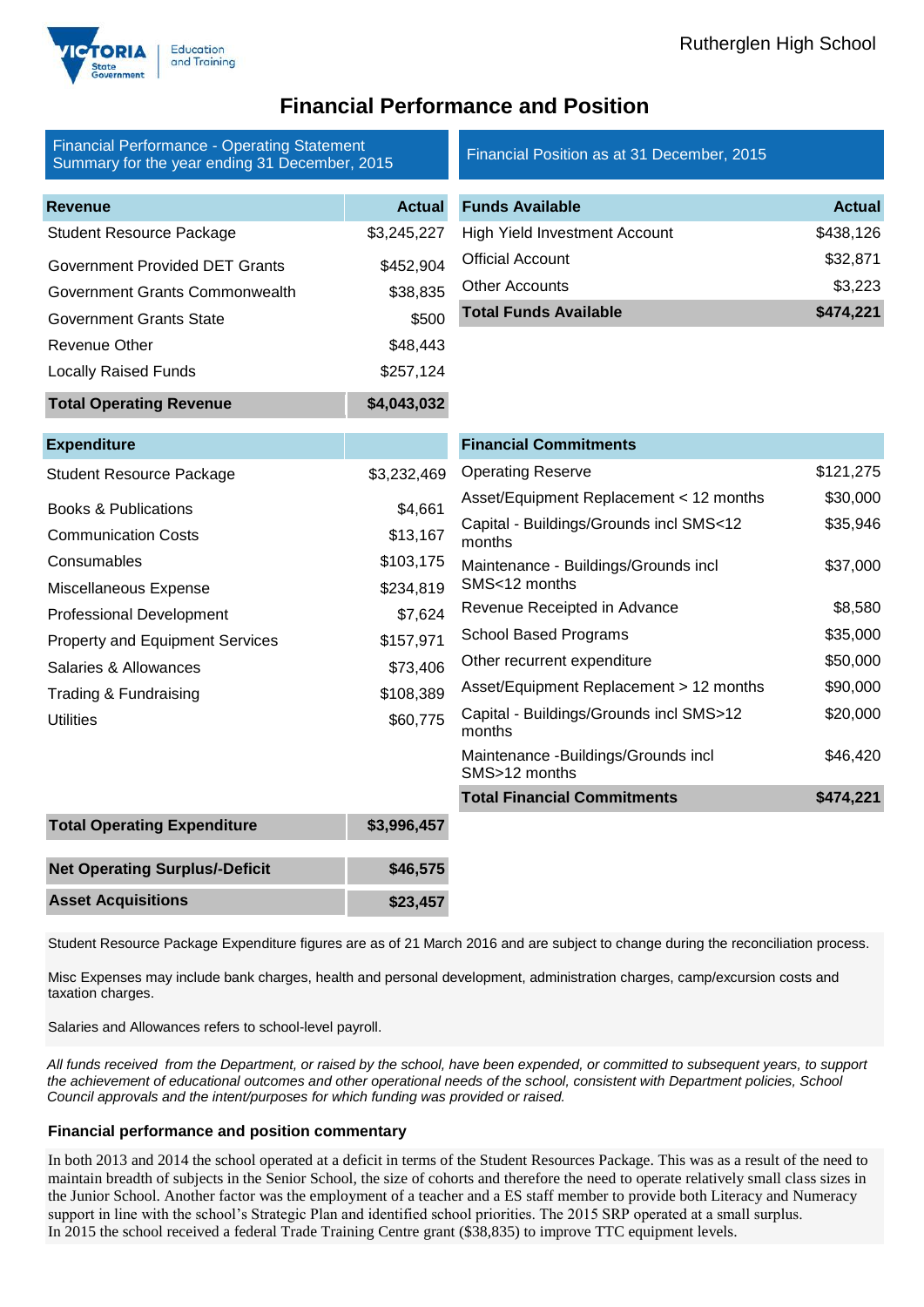Rutherglen High School

# Financial Performance and Position

## Financial Performance - Operating Statement Summary for the year ending 31 December, 2015

| Revenue | Actual |
|---|---|
| Student Resource Package | $3,245,227 |
| Government Provided DET Grants | $452,904 |
| Government Grants Commonwealth | $38,835 |
| Government Grants State | $500 |
| Revenue Other | $48,443 |
| Locally Raised Funds | $257,124 |
| **Total Operating Revenue** | **$4,043,032** |

| Expenditure | |
|---|---|
| Student Resource Package | $3,232,469 |
| Books & Publications | $4,661 |
| Communication Costs | $13,167 |
| Consumables | $103,175 |
| Miscellaneous Expense | $234,819 |
| Professional Development | $7,624 |
| Property and Equipment Services | $157,971 |
| Salaries & Allowances | $73,406 |
| Trading & Fundraising | $108,389 |
| Utilities | $60,775 |
| **Total Operating Expenditure** | **$3,996,457** |
| **Net Operating Surplus/-Deficit** | **$46,575** |
| **Asset Acquisitions** | **$23,457** |

## Financial Position as at 31 December, 2015

| Funds Available | Actual |
|---|---|
| High Yield Investment Account | $438,126 |
| Official Account | $32,871 |
| Other Accounts | $3,223 |
| **Total Funds Available** | **$474,221** |

| Financial Commitments | |
|---|---|
| Operating Reserve | $121,275 |
| Asset/Equipment Replacement < 12 months | $30,000 |
| Capital - Buildings/Grounds incl SMS<12 months | $35,946 |
| Maintenance - Buildings/Grounds incl SMS<12 months | $37,000 |
| Revenue Receipted in Advance | $8,580 |
| School Based Programs | $35,000 |
| Other recurrent expenditure | $50,000 |
| Asset/Equipment Replacement > 12 months | $90,000 |
| Capital - Buildings/Grounds incl SMS>12 months | $20,000 |
| Maintenance -Buildings/Grounds incl SMS>12 months | $46,420 |
| **Total Financial Commitments** | **$474,221** |

Student Resource Package Expenditure figures are as of 21 March 2016 and are subject to change during the reconciliation process.

Misc Expenses may include bank charges, health and personal development, administration charges, camp/excursion costs and taxation charges.

Salaries and Allowances refers to school-level payroll.

*All funds received from the Department, or raised by the school, have been expended, or committed to subsequent years, to support the achievement of educational outcomes and other operational needs of the school, consistent with Department policies, School Council approvals and the intent/purposes for which funding was provided or raised.*

### Financial performance and position commentary

In both 2013 and 2014 the school operated at a deficit in terms of the Student Resources Package. This was as a result of the need to maintain breadth of subjects in the Senior School, the size of cohorts and therefore the need to operate relatively small class sizes in the Junior School. Another factor was the employment of a teacher and a ES staff member to provide both Literacy and Numeracy support in line with the school's Strategic Plan and identified school priorities. The 2015 SRP operated at a small surplus.
In 2015 the school received a federal Trade Training Centre grant ($38,835) to improve TTC equipment levels.